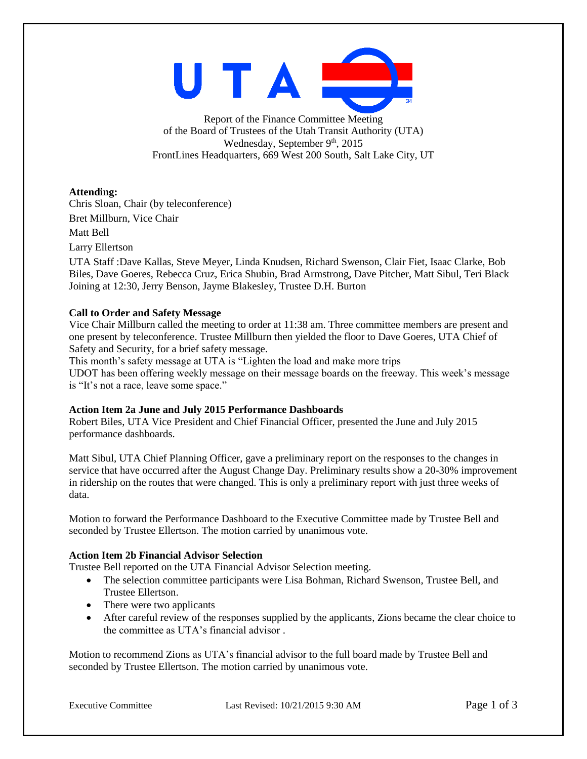Report of the Finance Committee Meeting
of the Board of Trustees of the Utah Transit Authority (UTA)
Wednesday, September 9th, 2015
FrontLines Headquarters, 669 West 200 South, Salt Lake City, UT

**Attending:**

Chris Sloan, Chair (by teleconference)

Bret Millburn, Vice Chair

Matt Bell

Larry Ellertson

UTA Staff :Dave Kallas, Steve Meyer, Linda Knudsen, Richard Swenson, Clair Fiet, Isaac Clarke, Bob Biles, Dave Goeres, Rebecca Cruz, Erica Shubin, Brad Armstrong, Dave Pitcher, Matt Sibul, Teri Black
Joining at 12:30, Jerry Benson, Jayme Blakesley, Trustee D.H. Burton

**Call to Order and Safety Message**

Vice Chair Millburn called the meeting to order at 11:38 am. Three committee members are present and one present by teleconference. Trustee Millburn then yielded the floor to Dave Goeres, UTA Chief of Safety and Security, for a brief safety message.
This month's safety message at UTA is "Lighten the load and make more trips
UDOT has been offering weekly message on their message boards on the freeway. This week's message is "It's not a race, leave some space."

**Action Item 2a June and July 2015 Performance Dashboards**

Robert Biles, UTA Vice President and Chief Financial Officer, presented the June and July 2015 performance dashboards.

Matt Sibul, UTA Chief Planning Officer, gave a preliminary report on the responses to the changes in service that have occurred after the August Change Day. Preliminary results show a 20-30% improvement in ridership on the routes that were changed. This is only a preliminary report with just three weeks of data.

Motion to forward the Performance Dashboard to the Executive Committee made by Trustee Bell and seconded by Trustee Ellertson. The motion carried by unanimous vote.

**Action Item 2b Financial Advisor Selection**

Trustee Bell reported on the UTA Financial Advisor Selection meeting.

- The selection committee participants were Lisa Bohman, Richard Swenson, Trustee Bell, and Trustee Ellertson.
- There were two applicants
- After careful review of the responses supplied by the applicants, Zions became the clear choice to the committee as UTA's financial advisor .

Motion to recommend Zions as UTA's financial advisor to the full board made by Trustee Bell and seconded by Trustee Ellertson. The motion carried by unanimous vote.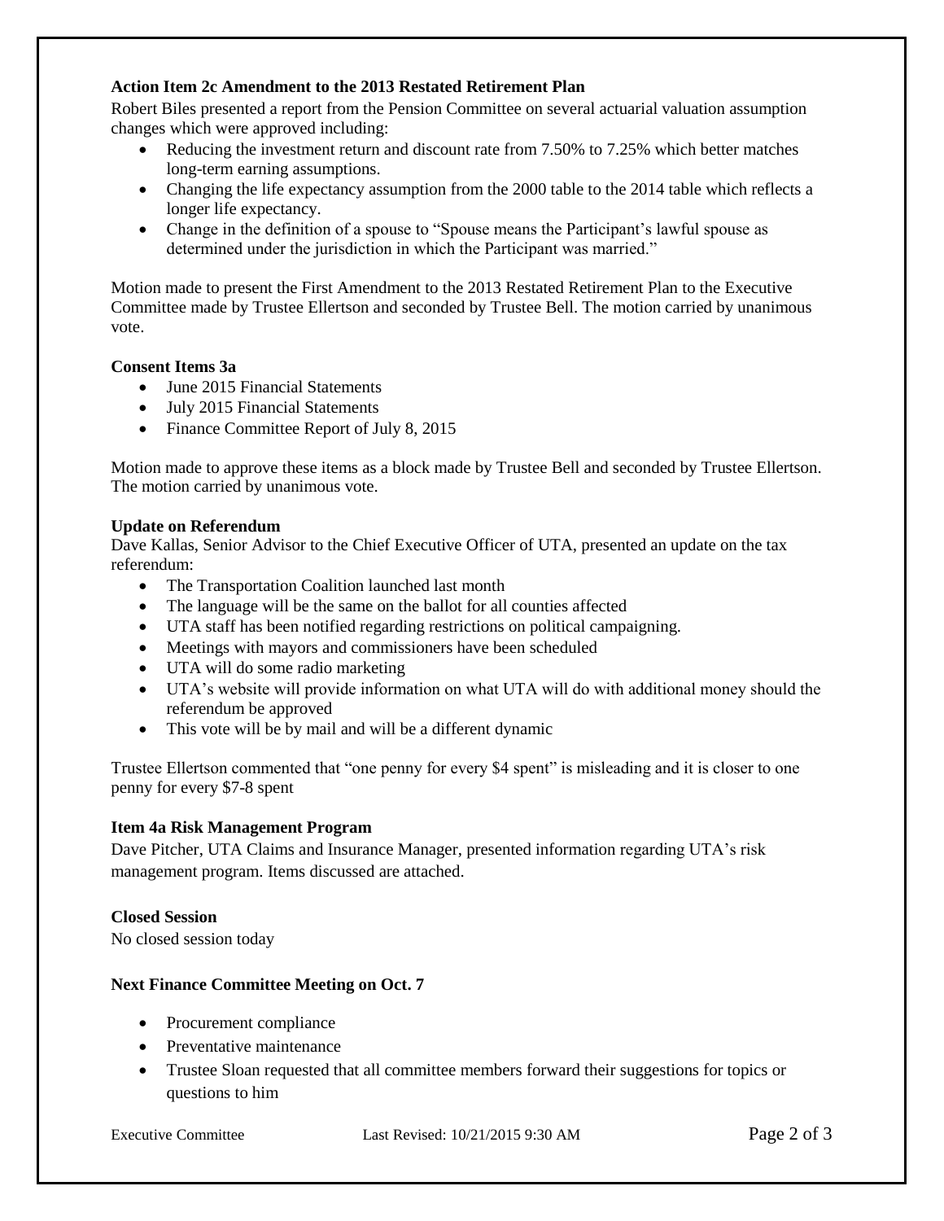**Action Item 2c Amendment to the 2013 Restated Retirement Plan**

Robert Biles presented a report from the Pension Committee on several actuarial valuation assumption changes which were approved including:

- Reducing the investment return and discount rate from 7.50% to 7.25% which better matches long-term earning assumptions.
- Changing the life expectancy assumption from the 2000 table to the 2014 table which reflects a longer life expectancy.
- Change in the definition of a spouse to "Spouse means the Participant's lawful spouse as determined under the jurisdiction in which the Participant was married."

Motion made to present the First Amendment to the 2013 Restated Retirement Plan to the Executive Committee made by Trustee Ellertson and seconded by Trustee Bell. The motion carried by unanimous vote.

**Consent Items 3a**

- June 2015 Financial Statements
- July 2015 Financial Statements
- Finance Committee Report of July 8, 2015

Motion made to approve these items as a block made by Trustee Bell and seconded by Trustee Ellertson. The motion carried by unanimous vote.

**Update on Referendum**

Dave Kallas, Senior Advisor to the Chief Executive Officer of UTA, presented an update on the tax referendum:

- The Transportation Coalition launched last month
- The language will be the same on the ballot for all counties affected
- UTA staff has been notified regarding restrictions on political campaigning.
- Meetings with mayors and commissioners have been scheduled
- UTA will do some radio marketing
- UTA's website will provide information on what UTA will do with additional money should the referendum be approved
- This vote will be by mail and will be a different dynamic

Trustee Ellertson commented that "one penny for every $4 spent" is misleading and it is closer to one penny for every $7-8 spent

**Item 4a Risk Management Program**

Dave Pitcher, UTA Claims and Insurance Manager, presented information regarding UTA's risk management program. Items discussed are attached.

**Closed Session**

No closed session today

**Next Finance Committee Meeting on Oct. 7**

- Procurement compliance
- Preventative maintenance
- Trustee Sloan requested that all committee members forward their suggestions for topics or questions to him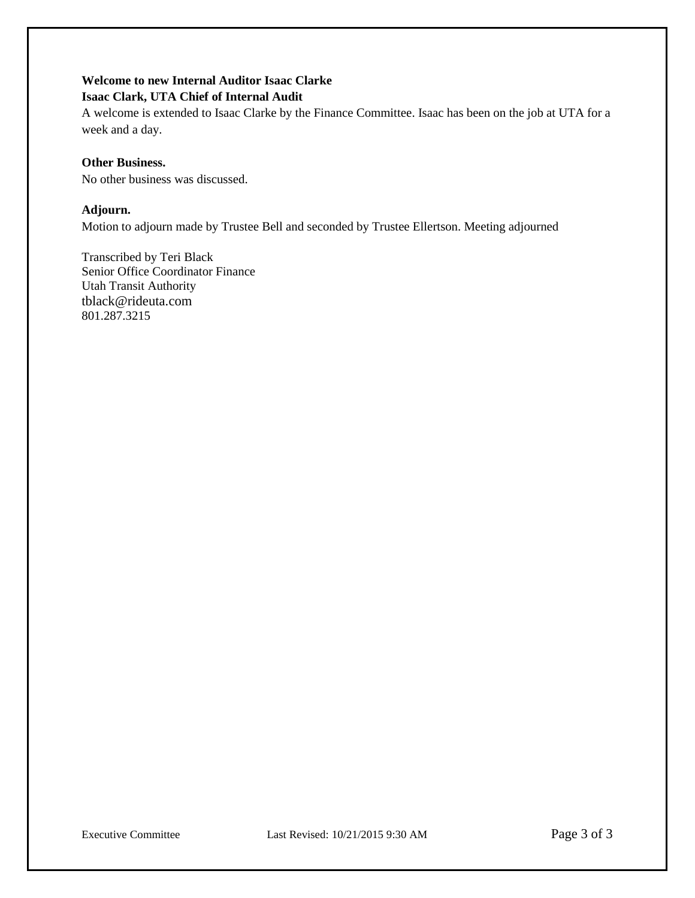**Welcome to new Internal Auditor Isaac Clarke**
**Isaac Clark, UTA Chief of Internal Audit**

A welcome is extended to Isaac Clarke by the Finance Committee. Isaac has been on the job at UTA for a week and a day.

**Other Business.**

No other business was discussed.

**Adjourn.**

Motion to adjourn made by Trustee Bell and seconded by Trustee Ellertson. Meeting adjourned

Transcribed by Teri Black
Senior Office Coordinator Finance
Utah Transit Authority
tblack@rideuta.com
801.287.3215